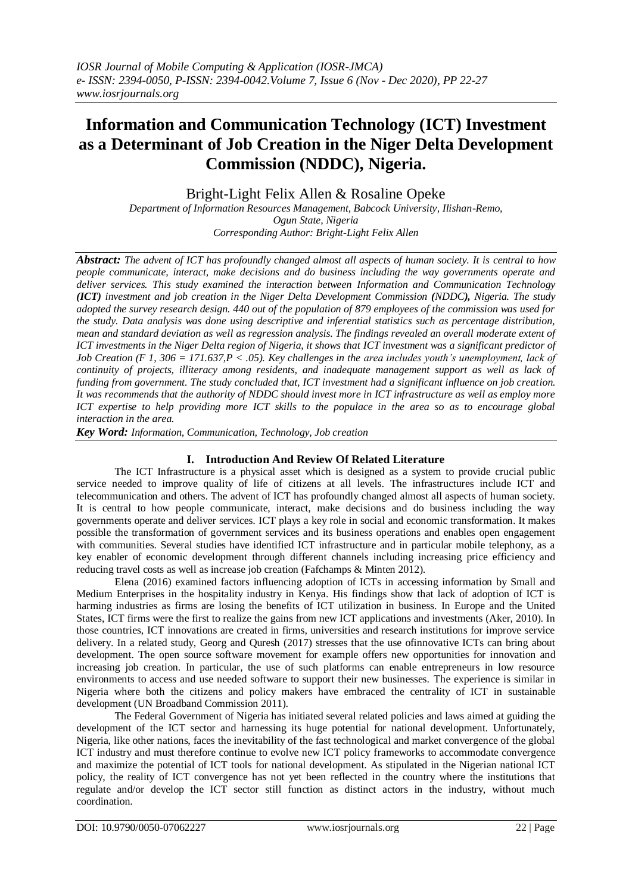# Information and Communication Technology (ICT) Investment as a Determinant of Job Creation in the Niger Delta Development Commission (NDDC), Nigeria.

Bright-Light Felix Allen & Rosaline Opeke

*Department of Information Resources Management, Babcock University, Ilishan-Remo, Ogun State, Nigeria*
*Corresponding Author: Bright-Light Felix Allen*

***Abstract:*** *The advent of ICT has profoundly changed almost all aspects of human society. It is central to how people communicate, interact, make decisions and do business including the way governments operate and deliver services. This study examined the interaction between Information and Communication Technology* ***(ICT)*** *investment and job creation in the Niger Delta Development Commission* ***(****NDDC****),*** *Nigeria. The study adopted the survey research design. 440 out of the population of 879 employees of the commission was used for the study. Data analysis was done using descriptive and inferential statistics such as percentage distribution, mean and standard deviation as well as regression analysis. The findings revealed an overall moderate extent of ICT investments in the Niger Delta region of Nigeria, it shows that ICT investment was a significant predictor of Job Creation ($F_{1, 306} = 171.637, P < .05$). Key challenges in the area includes youth's unemployment, lack of continuity of projects, illiteracy among residents, and inadequate management support as well as lack of funding from government. The study concluded that, ICT investment had a significant influence on job creation. It was recommends that the authority of NDDC should invest more in ICT infrastructure as well as employ more ICT expertise to help providing more ICT skills to the populace in the area so as to encourage global interaction in the area.*

***Key Word:*** *Information, Communication, Technology, Job creation*

## I. Introduction And Review Of Related Literature

The ICT Infrastructure is a physical asset which is designed as a system to provide crucial public service needed to improve quality of life of citizens at all levels. The infrastructures include ICT and telecommunication and others. The advent of ICT has profoundly changed almost all aspects of human society. It is central to how people communicate, interact, make decisions and do business including the way governments operate and deliver services. ICT plays a key role in social and economic transformation. It makes possible the transformation of government services and its business operations and enables open engagement with communities. Several studies have identified ICT infrastructure and in particular mobile telephony, as a key enabler of economic development through different channels including increasing price efficiency and reducing travel costs as well as increase job creation (Fafchamps & Minten 2012).

Elena (2016) examined factors influencing adoption of ICTs in accessing information by Small and Medium Enterprises in the hospitality industry in Kenya. His findings show that lack of adoption of ICT is harming industries as firms are losing the benefits of ICT utilization in business. In Europe and the United States, ICT firms were the first to realize the gains from new ICT applications and investments (Aker, 2010). In those countries, ICT innovations are created in firms, universities and research institutions for improve service delivery. In a related study, Georg and Quresh (2017) stresses that the use ofinnovative ICTs can bring about development. The open source software movement for example offers new opportunities for innovation and increasing job creation. In particular, the use of such platforms can enable entrepreneurs in low resource environments to access and use needed software to support their new businesses. The experience is similar in Nigeria where both the citizens and policy makers have embraced the centrality of ICT in sustainable development (UN Broadband Commission 2011).

The Federal Government of Nigeria has initiated several related policies and laws aimed at guiding the development of the ICT sector and harnessing its huge potential for national development. Unfortunately, Nigeria, like other nations, faces the inevitability of the fast technological and market convergence of the global ICT industry and must therefore continue to evolve new ICT policy frameworks to accommodate convergence and maximize the potential of ICT tools for national development. As stipulated in the Nigerian national ICT policy, the reality of ICT convergence has not yet been reflected in the country where the institutions that regulate and/or develop the ICT sector still function as distinct actors in the industry, without much coordination.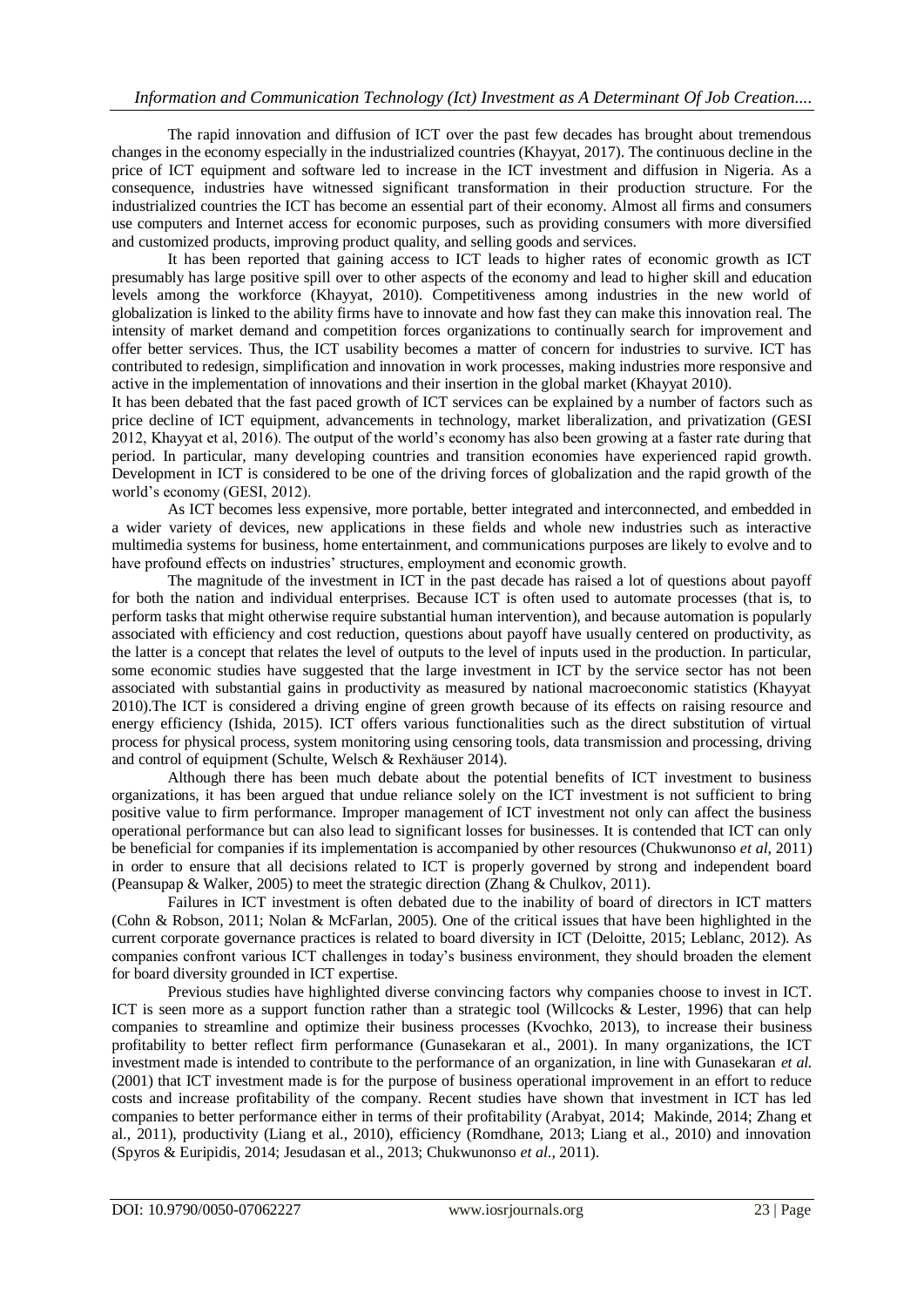The rapid innovation and diffusion of ICT over the past few decades has brought about tremendous changes in the economy especially in the industrialized countries (Khayyat, 2017). The continuous decline in the price of ICT equipment and software led to increase in the ICT investment and diffusion in Nigeria. As a consequence, industries have witnessed significant transformation in their production structure. For the industrialized countries the ICT has become an essential part of their economy. Almost all firms and consumers use computers and Internet access for economic purposes, such as providing consumers with more diversified and customized products, improving product quality, and selling goods and services.

It has been reported that gaining access to ICT leads to higher rates of economic growth as ICT presumably has large positive spill over to other aspects of the economy and lead to higher skill and education levels among the workforce (Khayyat, 2010). Competitiveness among industries in the new world of globalization is linked to the ability firms have to innovate and how fast they can make this innovation real. The intensity of market demand and competition forces organizations to continually search for improvement and offer better services. Thus, the ICT usability becomes a matter of concern for industries to survive. ICT has contributed to redesign, simplification and innovation in work processes, making industries more responsive and active in the implementation of innovations and their insertion in the global market (Khayyat 2010).

It has been debated that the fast paced growth of ICT services can be explained by a number of factors such as price decline of ICT equipment, advancements in technology, market liberalization, and privatization (GESI 2012, Khayyat et al, 2016). The output of the world's economy has also been growing at a faster rate during that period. In particular, many developing countries and transition economies have experienced rapid growth. Development in ICT is considered to be one of the driving forces of globalization and the rapid growth of the world's economy (GESI, 2012).

As ICT becomes less expensive, more portable, better integrated and interconnected, and embedded in a wider variety of devices, new applications in these fields and whole new industries such as interactive multimedia systems for business, home entertainment, and communications purposes are likely to evolve and to have profound effects on industries' structures, employment and economic growth.

The magnitude of the investment in ICT in the past decade has raised a lot of questions about payoff for both the nation and individual enterprises. Because ICT is often used to automate processes (that is, to perform tasks that might otherwise require substantial human intervention), and because automation is popularly associated with efficiency and cost reduction, questions about payoff have usually centered on productivity, as the latter is a concept that relates the level of outputs to the level of inputs used in the production. In particular, some economic studies have suggested that the large investment in ICT by the service sector has not been associated with substantial gains in productivity as measured by national macroeconomic statistics (Khayyat 2010).The ICT is considered a driving engine of green growth because of its effects on raising resource and energy efficiency (Ishida, 2015). ICT offers various functionalities such as the direct substitution of virtual process for physical process, system monitoring using censoring tools, data transmission and processing, driving and control of equipment (Schulte, Welsch & Rexhäuser 2014).

Although there has been much debate about the potential benefits of ICT investment to business organizations, it has been argued that undue reliance solely on the ICT investment is not sufficient to bring positive value to firm performance. Improper management of ICT investment not only can affect the business operational performance but can also lead to significant losses for businesses. It is contended that ICT can only be beneficial for companies if its implementation is accompanied by other resources (Chukwunonso *et al*, 2011) in order to ensure that all decisions related to ICT is properly governed by strong and independent board (Peansupap & Walker, 2005) to meet the strategic direction (Zhang & Chulkov, 2011).

Failures in ICT investment is often debated due to the inability of board of directors in ICT matters (Cohn & Robson, 2011; Nolan & McFarlan, 2005). One of the critical issues that have been highlighted in the current corporate governance practices is related to board diversity in ICT (Deloitte, 2015; Leblanc, 2012). As companies confront various ICT challenges in today's business environment, they should broaden the element for board diversity grounded in ICT expertise.

Previous studies have highlighted diverse convincing factors why companies choose to invest in ICT. ICT is seen more as a support function rather than a strategic tool (Willcocks & Lester, 1996) that can help companies to streamline and optimize their business processes (Kvochko, 2013), to increase their business profitability to better reflect firm performance (Gunasekaran et al., 2001). In many organizations, the ICT investment made is intended to contribute to the performance of an organization, in line with Gunasekaran *et al.* (2001) that ICT investment made is for the purpose of business operational improvement in an effort to reduce costs and increase profitability of the company. Recent studies have shown that investment in ICT has led companies to better performance either in terms of their profitability (Arabyat, 2014; Makinde, 2014; Zhang et al., 2011), productivity (Liang et al., 2010), efficiency (Romdhane, 2013; Liang et al., 2010) and innovation (Spyros & Euripidis, 2014; Jesudasan et al., 2013; Chukwunonso *et al.*, 2011).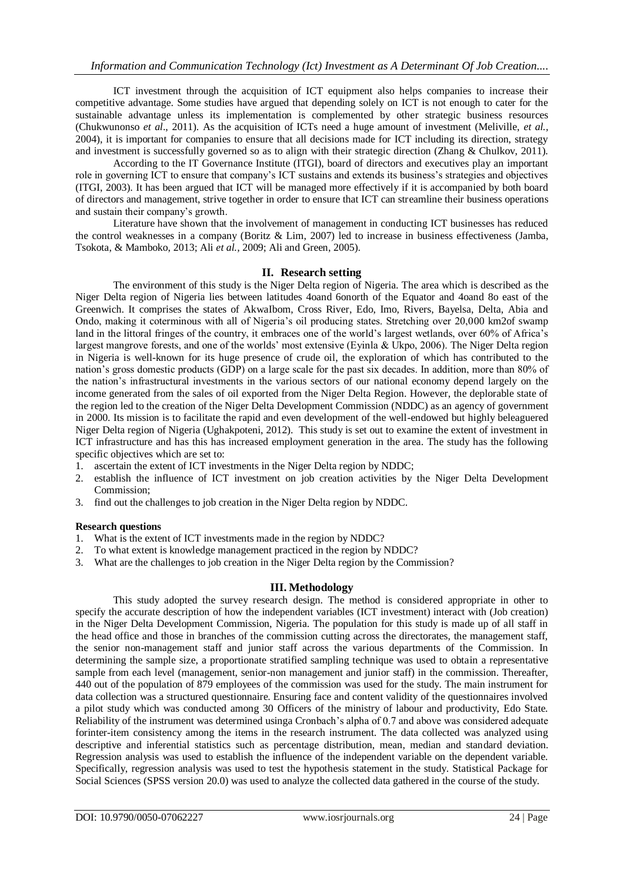ICT investment through the acquisition of ICT equipment also helps companies to increase their competitive advantage. Some studies have argued that depending solely on ICT is not enough to cater for the sustainable advantage unless its implementation is complemented by other strategic business resources (Chukwunonso *et al*., 2011). As the acquisition of ICTs need a huge amount of investment (Meliville, *et al.*, 2004), it is important for companies to ensure that all decisions made for ICT including its direction, strategy and investment is successfully governed so as to align with their strategic direction (Zhang & Chulkov, 2011).

According to the IT Governance Institute (ITGI), board of directors and executives play an important role in governing ICT to ensure that company's ICT sustains and extends its business's strategies and objectives (ITGI, 2003). It has been argued that ICT will be managed more effectively if it is accompanied by both board of directors and management, strive together in order to ensure that ICT can streamline their business operations and sustain their company's growth.

Literature have shown that the involvement of management in conducting ICT businesses has reduced the control weaknesses in a company (Boritz & Lim, 2007) led to increase in business effectiveness (Jamba, Tsokota, & Mamboko, 2013; Ali *et al.*, 2009; Ali and Green, 2005).

## II. Research setting

The environment of this study is the Niger Delta region of Nigeria. The area which is described as the Niger Delta region of Nigeria lies between latitudes 4oand 6onorth of the Equator and 4oand 8o east of the Greenwich. It comprises the states of AkwaIbom, Cross River, Edo, Imo, Rivers, Bayelsa, Delta, Abia and Ondo, making it coterminous with all of Nigeria's oil producing states. Stretching over 20,000 km2of swamp land in the littoral fringes of the country, it embraces one of the world's largest wetlands, over 60% of Africa's largest mangrove forests, and one of the worlds' most extensive (Eyinla & Ukpo, 2006). The Niger Delta region in Nigeria is well-known for its huge presence of crude oil, the exploration of which has contributed to the nation's gross domestic products (GDP) on a large scale for the past six decades. In addition, more than 80% of the nation's infrastructural investments in the various sectors of our national economy depend largely on the income generated from the sales of oil exported from the Niger Delta Region. However, the deplorable state of the region led to the creation of the Niger Delta Development Commission (NDDC) as an agency of government in 2000. Its mission is to facilitate the rapid and even development of the well-endowed but highly beleaguered Niger Delta region of Nigeria (Ughakpoteni, 2012). This study is set out to examine the extent of investment in ICT infrastructure and has this has increased employment generation in the area. The study has the following specific objectives which are set to:

1. ascertain the extent of ICT investments in the Niger Delta region by NDDC;
2. establish the influence of ICT investment on job creation activities by the Niger Delta Development Commission;
3. find out the challenges to job creation in the Niger Delta region by NDDC.

### Research questions

1. What is the extent of ICT investments made in the region by NDDC?
2. To what extent is knowledge management practiced in the region by NDDC?
3. What are the challenges to job creation in the Niger Delta region by the Commission?

## III. Methodology

This study adopted the survey research design. The method is considered appropriate in other to specify the accurate description of how the independent variables (ICT investment) interact with (Job creation) in the Niger Delta Development Commission, Nigeria. The population for this study is made up of all staff in the head office and those in branches of the commission cutting across the directorates, the management staff, the senior non-management staff and junior staff across the various departments of the Commission. In determining the sample size, a proportionate stratified sampling technique was used to obtain a representative sample from each level (management, senior-non management and junior staff) in the commission. Thereafter, 440 out of the population of 879 employees of the commission was used for the study. The main instrument for data collection was a structured questionnaire. Ensuring face and content validity of the questionnaires involved a pilot study which was conducted among 30 Officers of the ministry of labour and productivity, Edo State. Reliability of the instrument was determined usinga Cronbach's alpha of 0.7 and above was considered adequate forinter-item consistency among the items in the research instrument. The data collected was analyzed using descriptive and inferential statistics such as percentage distribution, mean, median and standard deviation. Regression analysis was used to establish the influence of the independent variable on the dependent variable. Specifically, regression analysis was used to test the hypothesis statement in the study. Statistical Package for Social Sciences (SPSS version 20.0) was used to analyze the collected data gathered in the course of the study.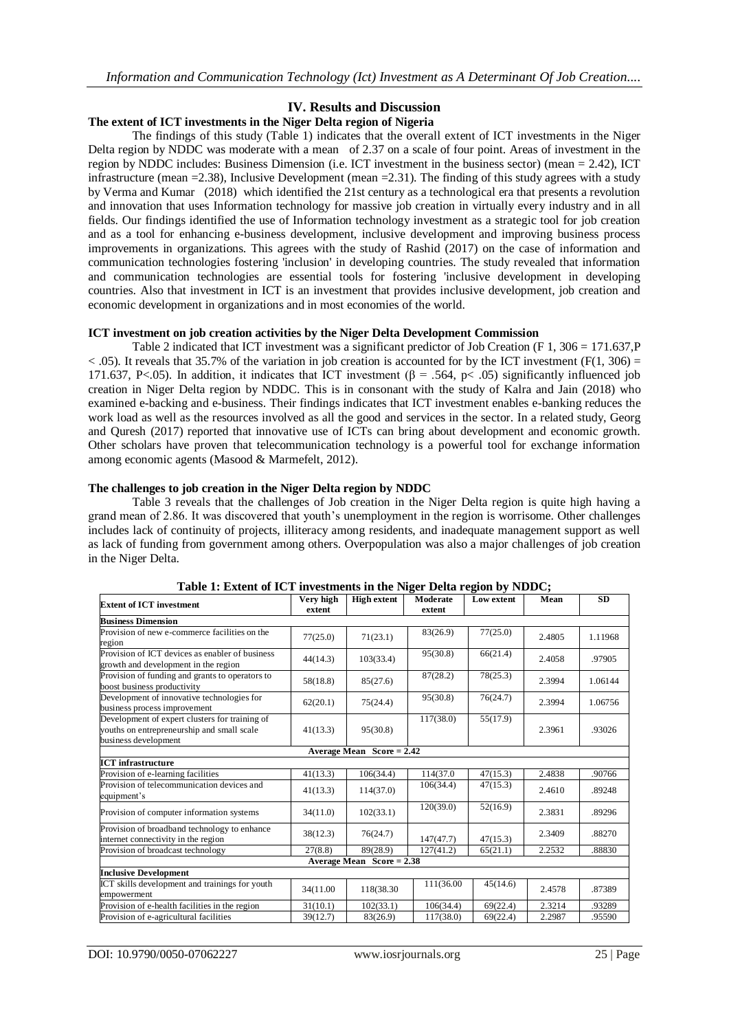## IV. Results and Discussion

### The extent of ICT investments in the Niger Delta region of Nigeria

The findings of this study (Table 1) indicates that the overall extent of ICT investments in the Niger Delta region by NDDC was moderate with a mean of 2.37 on a scale of four point. Areas of investment in the region by NDDC includes: Business Dimension (i.e. ICT investment in the business sector) (mean = 2.42), ICT infrastructure (mean =2.38), Inclusive Development (mean =2.31). The finding of this study agrees with a study by Verma and Kumar (2018) which identified the 21st century as a technological era that presents a revolution and innovation that uses Information technology for massive job creation in virtually every industry and in all fields. Our findings identified the use of Information technology investment as a strategic tool for job creation and as a tool for enhancing e-business development, inclusive development and improving business process improvements in organizations. This agrees with the study of Rashid (2017) on the case of information and communication technologies fostering 'inclusion' in developing countries. The study revealed that information and communication technologies are essential tools for fostering 'inclusive development in developing countries. Also that investment in ICT is an investment that provides inclusive development, job creation and economic development in organizations and in most economies of the world.

### ICT investment on job creation activities by the Niger Delta Development Commission

Table 2 indicated that ICT investment was a significant predictor of Job Creation ($F$ 1, 306 = 171.637,$P < .05$). It reveals that 35.7% of the variation in job creation is accounted for by the ICT investment ($F(1, 306) = 171.637$, $P<.05$). In addition, it indicates that ICT investment ($\beta = .564$, $p< .05$) significantly influenced job creation in Niger Delta region by NDDC. This is in consonant with the study of Kalra and Jain (2018) who examined e-backing and e-business. Their findings indicates that ICT investment enables e-banking reduces the work load as well as the resources involved as all the good and services in the sector. In a related study, Georg and Quresh (2017) reported that innovative use of ICTs can bring about development and economic growth. Other scholars have proven that telecommunication technology is a powerful tool for exchange information among economic agents (Masood & Marmefelt, 2012).

### The challenges to job creation in the Niger Delta region by NDDC

Table 3 reveals that the challenges of Job creation in the Niger Delta region is quite high having a grand mean of 2.86. It was discovered that youth's unemployment in the region is worrisome. Other challenges includes lack of continuity of projects, illiteracy among residents, and inadequate management support as well as lack of funding from government among others. Overpopulation was also a major challenges of job creation in the Niger Delta.

**Table 1: Extent of ICT investments in the Niger Delta region by NDDC;**

| Extent of ICT investment | Very high extent | High extent | Moderate extent | Low extent | Mean | SD |
|---|---|---|---|---|---|---|
| **Business Dimension** | | | | | | |
| Provision of new e-commerce facilities on the region | 77(25.0) | 71(23.1) | 83(26.9) | 77(25.0) | 2.4805 | 1.11968 |
| Provision of ICT devices as enabler of business growth and development in the region | 44(14.3) | 103(33.4) | 95(30.8) | 66(21.4) | 2.4058 | .97905 |
| Provision of funding and grants to operators to boost business productivity | 58(18.8) | 85(27.6) | 87(28.2) | 78(25.3) | 2.3994 | 1.06144 |
| Development of innovative technologies for business process improvement | 62(20.1) | 75(24.4) | 95(30.8) | 76(24.7) | 2.3994 | 1.06756 |
| Development of expert clusters for training of youths on entrepreneurship and small scale business development | 41(13.3) | 95(30.8) | 117(38.0) | 55(17.9) | 2.3961 | .93026 |
| Average Mean Score = 2.42 | | | | | | |
| **ICT infrastructure** | | | | | | |
| Provision of e-learning facilities | 41(13.3) | 106(34.4) | 114(37.0 | 47(15.3) | 2.4838 | .90766 |
| Provision of telecommunication devices and equipment's | 41(13.3) | 114(37.0) | 106(34.4) | 47(15.3) | 2.4610 | .89248 |
| Provision of computer information systems | 34(11.0) | 102(33.1) | 120(39.0) | 52(16.9) | 2.3831 | .89296 |
| Provision of broadband technology to enhance internet connectivity in the region | 38(12.3) | 76(24.7) | 147(47.7) | 47(15.3) | 2.3409 | .88270 |
| Provision of broadcast technology | 27(8.8) | 89(28.9) | 127(41.2) | 65(21.1) | 2.2532 | .88830 |
| Average Mean Score = 2.38 | | | | | | |
| **Inclusive Development** | | | | | | |
| ICT skills development and trainings for youth empowerment | 34(11.00 | 118(38.30 | 111(36.00 | 45(14.6) | 2.4578 | .87389 |
| Provision of e-health facilities in the region | 31(10.1) | 102(33.1) | 106(34.4) | 69(22.4) | 2.3214 | .93289 |
| Provision of e-agricultural facilities | 39(12.7) | 83(26.9) | 117(38.0) | 69(22.4) | 2.2987 | .95590 |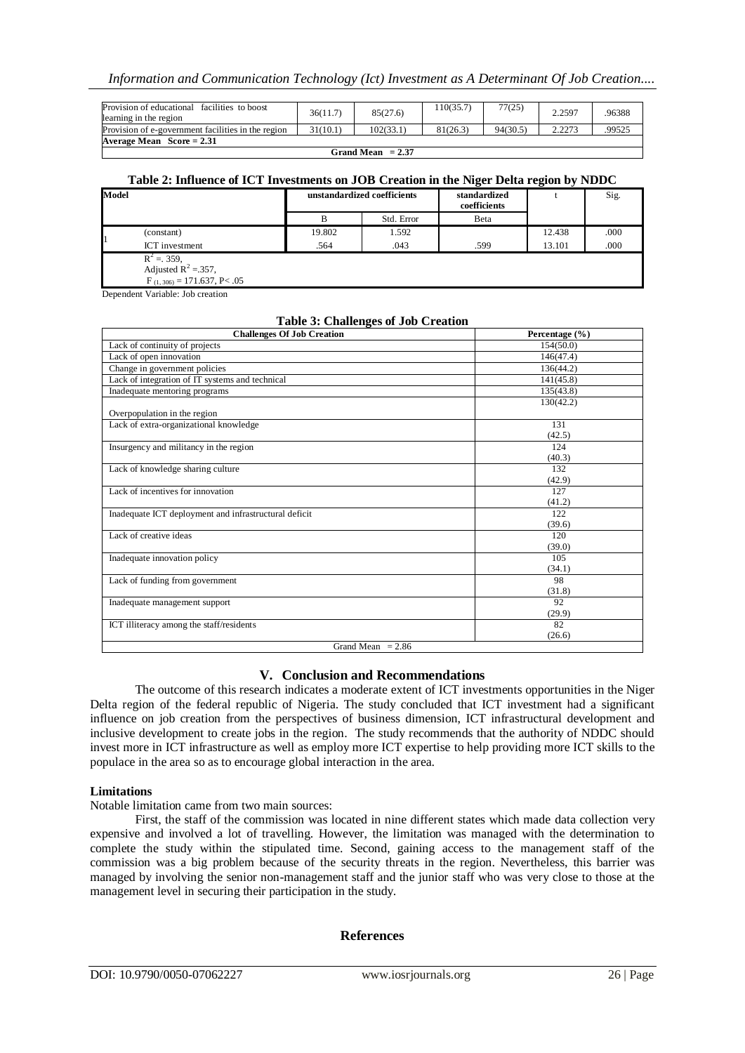| Provision of educational facilities to boost learning in the region | 36(11.7) | 85(27.6) | 110(35.7) | 77(25) | 2.2597 | .96388 |
|---|---|---|---|---|---|---|
| Provision of e-government facilities in the region | 31(10.1) | 102(33.1) | 81(26.3) | 94(30.5) | 2.2273 | .99525 |
| **Average Mean Score = 2.31** | | | | | | |
| **Grand Mean = 2.37** | | | | | | |

**Table 2: Influence of ICT Investments on JOB Creation in the Niger Delta region by NDDC**

| Model | | unstandardized coefficients | | standardized coefficients | t | Sig. |
|---|---|---|---|---|---|---|
| | | B | Std. Error | Beta | | |
| 1 | (constant) | 19.802 | 1.592 | | 12.438 | .000 |
| | ICT investment | .564 | .043 | .599 | 13.101 | .000 |
| | $R^2 = .359$, Adjusted $R^2 = .357$, $F_{(1, 306)} = 171.637$, $P < .05$ | | | | | |

Dependent Variable: Job creation

**Table 3: Challenges of Job Creation**

| Challenges Of Job Creation | Percentage (%) |
|---|---|
| Lack of continuity of projects | 154(50.0) |
| Lack of open innovation | 146(47.4) |
| Change in government policies | 136(44.2) |
| Lack of integration of IT systems and technical | 141(45.8) |
| Inadequate mentoring programs | 135(43.8) |
| Overpopulation in the region | 130(42.2) |
| Lack of extra-organizational knowledge | 131 (42.5) |
| Insurgency and militancy in the region | 124 (40.3) |
| Lack of knowledge sharing culture | 132 (42.9) |
| Lack of incentives for innovation | 127 (41.2) |
| Inadequate ICT deployment and infrastructural deficit | 122 (39.6) |
| Lack of creative ideas | 120 (39.0) |
| Inadequate innovation policy | 105 (34.1) |
| Lack of funding from government | 98 (31.8) |
| Inadequate management support | 92 (29.9) |
| ICT illiteracy among the staff/residents | 82 (26.6) |
| Grand Mean = 2.86 | |

## V. Conclusion and Recommendations

The outcome of this research indicates a moderate extent of ICT investments opportunities in the Niger Delta region of the federal republic of Nigeria. The study concluded that ICT investment had a significant influence on job creation from the perspectives of business dimension, ICT infrastructural development and inclusive development to create jobs in the region. The study recommends that the authority of NDDC should invest more in ICT infrastructure as well as employ more ICT expertise to help providing more ICT skills to the populace in the area so as to encourage global interaction in the area.

### Limitations

Notable limitation came from two main sources:

First, the staff of the commission was located in nine different states which made data collection very expensive and involved a lot of travelling. However, the limitation was managed with the determination to complete the study within the stipulated time. Second, gaining access to the management staff of the commission was a big problem because of the security threats in the region. Nevertheless, this barrier was managed by involving the senior non-management staff and the junior staff who was very close to those at the management level in securing their participation in the study.

## References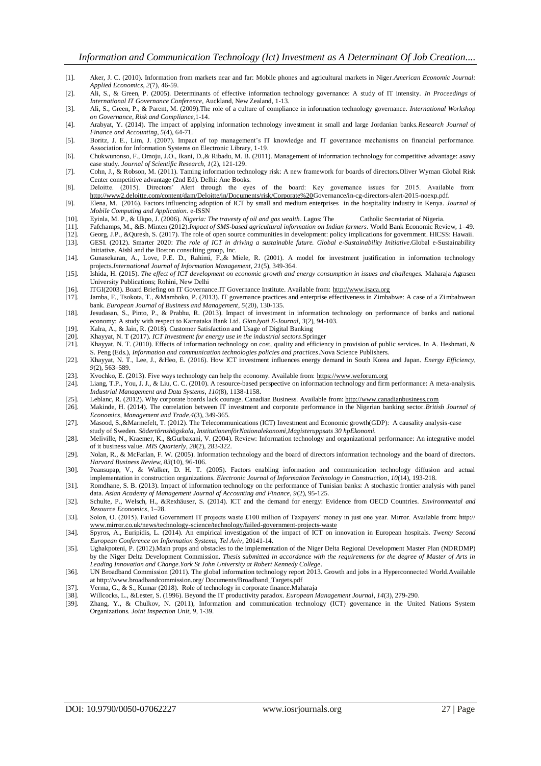[1]. Aker, J. C. (2010). Information from markets near and far: Mobile phones and agricultural markets in Niger.*American Economic Journal: Applied Economics*, *2*(7), 46-59.

[2]. Ali, S., & Green, P. (2005). Determinants of effective information technology governance: A study of IT intensity. *In Proceedings of International IT Governance Conference*, Auckland, New Zealand, 1-13.

[3]. Ali, S., Green, P., & Parent, M. (2009).The role of a culture of compliance in information technology governance. *International Workshop on Governance, Risk and Compliance*,1-14.

[4]. Arabyat, Y. (2014). The impact of applying information technology investment in small and large Jordanian banks.*Research Journal of Finance and Accounting*, *5*(4), 64-71.

[5]. Boritz, J. E., Lim, J. (2007). Impact of top management's IT knowledge and IT governance mechanisms on financial performance. Association for Information Systems on Electronic Library, 1-19.

[6]. Chukwunonso, F., Omoju, J.O., Ikani, D.,& Ribadu, M. B. (2011). Management of information technology for competitive advantage: asavy case study. *Journal of Scientific Research*, *1*(2), 121-129.

[7]. Cohn, J., & Robson, M. (2011). Taming information technology risk: A new framework for boards of directors.Oliver Wyman Global Risk Center competitive advantage (2nd Ed). Delhi: Ane Books.

[8]. Deloitte. (2015). Directors' Alert through the eyes of the board: Key governance issues for 2015. Available from: http://www2.deloitte.com/content/dam/Deloitte/in/Documents/risk/Corporate%20Governance/in-cg-directors-alert-2015-noexp.pdf.

[9]. Elena, M. (2016). Factors influencing adoption of ICT by small and medium enterprises in the hospitality industry in Kenya. *Journal of Mobile Computing and Application.* e-ISSN

[10]. Eyinla, M. P., & Ukpo, J. (2006). *Nigeria: The travesty of oil and gas wealth*. Lagos: The Catholic Secretariat of Nigeria.

[11]. Fafchamps, M., &B. Minten (2012).*Impact of SMS-based agricultural information on Indian farmers*. World Bank Economic Review, 1–49.

[12]. Georg, J.P., &Quresh, S. (2017). The role of open source communities in development: policy implications for government. HICSS: Hawaii.

[13]. GESI. (2012). Smarter 2020: *The role of ICT in driving a sustainable future. Global e-Sustainability Initiative*.Global e-Sustainability Initiative. Aisbl and the Boston consulting group, Inc.

[14]. Gunasekaran, A., Love, P.E. D., Rahimi, F.,& Miele, R. (2001). A model for investment justification in information technology projects.*International Journal of Information Management*, *21*(5), 349-364.

[15]. Ishida, H. (2015). *The effect of ICT development on economic growth and energy consumption in issues and challenges.* Maharaja Agrasen University Publications; Rohini, New Delhi

[16]. ITGI(2003). Board Briefing on IT Governance.IT Governance Institute. Available from: http://www.isaca.org

[17]. Jamba, F., Tsokota, T., &Mamboko, P. (2013). IT governance practices and enterprise effectiveness in Zimbabwe: A case of a Zimbabwean bank. *European Journal of Business and Management*, *5*(20), 130-135.

[18]. Jesudasan, S., Pinto, P., & Prabhu, R. (2013). Impact of investment in information technology on performance of banks and national economy: A study with respect to Karnataka Bank Ltd. *GianJyoti E-Journal*, *3*(2), 94-103.

[19]. Kalra, A., & Jain, R. (2018). Customer Satisfaction and Usage of Digital Banking

[20]. Khayyat, N. T (2017). *ICT Investment for energy use in the industrial sectors*.Springer

[21]. Khayyat, N. T. (2010). Effects of information technology on cost, quality and efficiency in provision of public services. In A. Heshmati, & S. Peng (Eds.), *Information and communication technologies policies and practices*.Nova Science Publishers.

[22]. Khayyat, N. T., Lee, J., &Heo, E. (2016). How ICT investment influences energy demand in South Korea and Japan. *Energy Efficiency*, *9*(2), 563–589.

[23]. Kvochko, E. (2013). Five ways technology can help the economy. Available from: https://www.weforum.org

[24]. Liang, T.P., You, J. J., & Liu, C. C. (2010). A resource-based perspective on information technology and firm performance: A meta-analysis. *Industrial Management and Data Systems*, *110*(8), 1138-1158.

[25]. Leblanc, R. (2012). Why corporate boards lack courage. Canadian Business. Available from: http://www.canadianbusiness.com

[26]. Makinde, H. (2014). The correlation between IT investment and corporate performance in the Nigerian banking sector.*British Journal of Economics, Management and Trade*,*4*(3), 349-365.

[27]. Masood, S.,&Marmefelt, T. (2012). The Telecommunications (ICT) Investment and Economic growth(GDP): A causality analysis-case study of Sweden. *Södertörnshögskola, InstitutionenförNationalekonomi,Magisteruppsats 30 hpEkonomi.*

[28]. Meliville, N., Kraemer, K., &Gurbaxani, V. (2004). Review: Information technology and organizational performance: An integrative model of it business value. *MIS Quarterly*, *28*(2), 283-322.

[29]. Nolan, R., & McFarlan, F. W. (2005). Information technology and the board of directors information technology and the board of directors. *Harvard Business Review*, *83*(10), 96-106.

[30]. Peansupap, V., & Walker, D. H. T. (2005). Factors enabling information and communication technology diffusion and actual implementation in construction organizations. *Electronic Journal of Information Technology in Construction*, *10*(14), 193-218.

[31]. Romdhane, S. B. (2013). Impact of information technology on the performance of Tunisian banks: A stochastic frontier analysis with panel data. *Asian Academy of Management Journal of Accounting and Finance*, *9*(2), 95-125.

[32]. Schulte, P., Welsch, H., &Rexhäuser, S. (2014). ICT and the demand for energy: Evidence from OECD Countries. *Environmental and Resource Economics*, 1–28.

[33]. Solon, O. (2015). Failed Government IT projects waste £100 million of Taxpayers' money in just one year. Mirror. Available from: http:// www.mirror.co.uk/news/technology-science/technology/failed-government-projects-waste

[34]. Spyros, A., Euripidis, L. (2014). An empirical investigation of the impact of ICT on innovation in European hospitals. *Twenty Second European Conference on Information Systems, Tel Aviv*, 20141-14.

[35]. Ughakpoteni, P. (2012).Main props and obstacles to the implementation of the Niger Delta Regional Development Master Plan (NDRDMP) by the Niger Delta Development Commission. *Thesis submitted in accordance with the requirements for the degree of Master of Arts in Leading Innovation and Change.York St John University at Robert Kennedy College*.

[36]. UN Broadband Commission (2011). The global information technology report 2013. Growth and jobs in a Hyperconnected World.Available at http://www.broadbandcommission.org/ Documents/Broadband_Targets.pdf

[37]. Verma, G., & S., Kumar (2018). Role of technology in corporate finance.Maharaja

[38]. Willcocks, L., &Lester, S. (1996). Beyond the IT productivity paradox. *European Management Journal*, *14*(3), 279-290.

[39]. Zhang, Y., & Chulkov, N. (2011), Information and communication technology (ICT) governance in the United Nations System Organizations. *Joint Inspection Unit, 9*, 1-39.